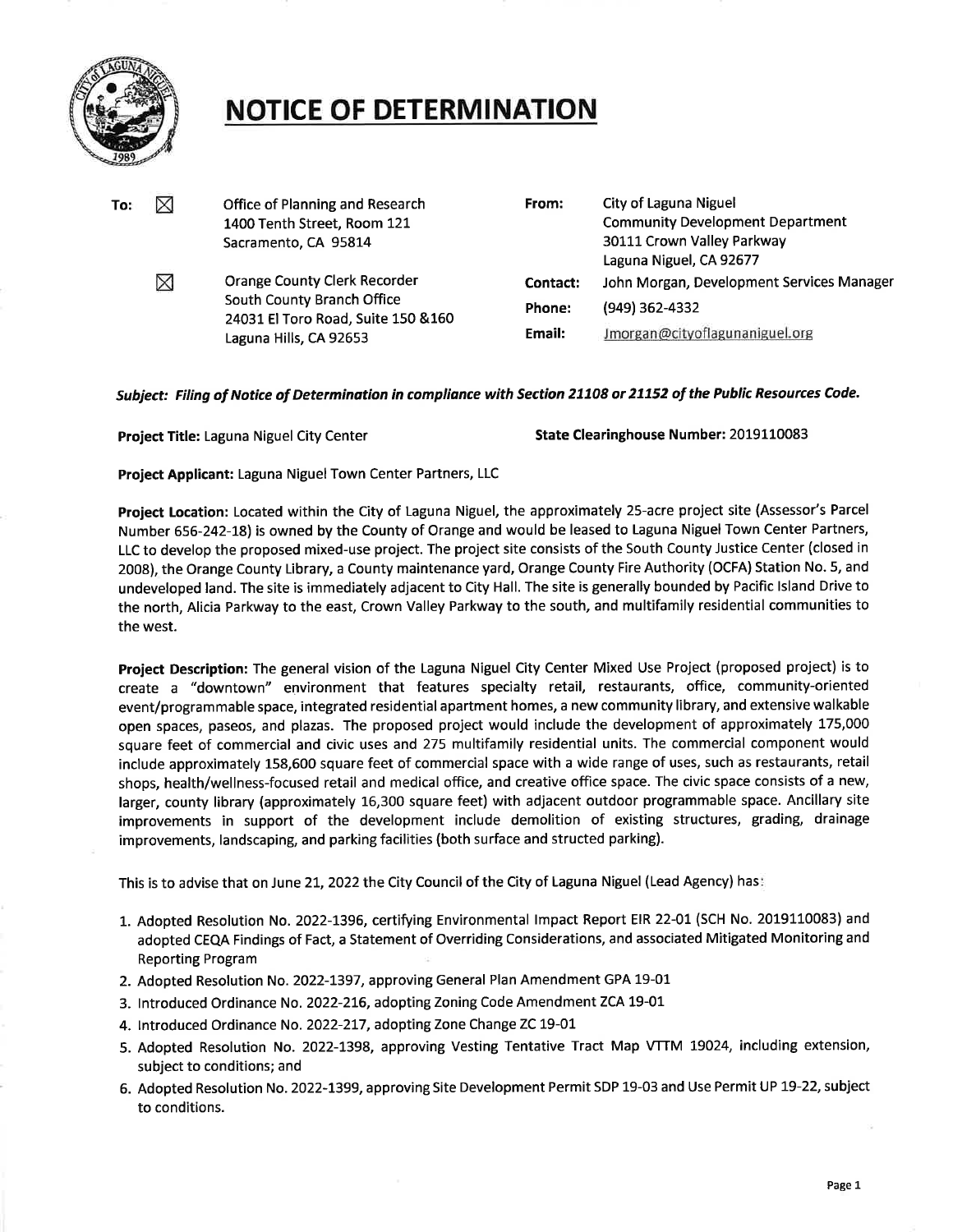# NOTICE OF DETERMINATION

| To: | | From: | |
|---|---|---|---|
| ☒ | Office of Planning and Research<br>1400 Tenth Street, Room 121<br>Sacramento, CA 95814 | | City of Laguna Niguel<br>Community Development Department<br>30111 Crown Valley Parkway<br>Laguna Niguel, CA 92677 |
| ☒ | Orange County Clerk Recorder<br>South County Branch Office<br>24031 El Toro Road, Suite 150 &160<br>Laguna Hills, CA 92653 | Contact:<br>Phone:<br>Email: | John Morgan, Development Services Manager<br>(949) 362-4332<br>Jmorgan@cityoflagunaniguel.org |

***Subject: Filing of Notice of Determination in compliance with Section 21108 or 21152 of the Public Resources Code.***

**Project Title:** Laguna Niguel City Center **State Clearinghouse Number:** 2019110083

**Project Applicant:** Laguna Niguel Town Center Partners, LLC

**Project Location:** Located within the City of Laguna Niguel, the approximately 25-acre project site (Assessor's Parcel Number 656-242-18) is owned by the County of Orange and would be leased to Laguna Niguel Town Center Partners, LLC to develop the proposed mixed-use project. The project site consists of the South County Justice Center (closed in 2008), the Orange County Library, a County maintenance yard, Orange County Fire Authority (OCFA) Station No. 5, and undeveloped land. The site is immediately adjacent to City Hall. The site is generally bounded by Pacific Island Drive to the north, Alicia Parkway to the east, Crown Valley Parkway to the south, and multifamily residential communities to the west.

**Project Description:** The general vision of the Laguna Niguel City Center Mixed Use Project (proposed project) is to create a "downtown" environment that features specialty retail, restaurants, office, community-oriented event/programmable space, integrated residential apartment homes, a new community library, and extensive walkable open spaces, paseos, and plazas. The proposed project would include the development of approximately 175,000 square feet of commercial and civic uses and 275 multifamily residential units. The commercial component would include approximately 158,600 square feet of commercial space with a wide range of uses, such as restaurants, retail shops, health/wellness-focused retail and medical office, and creative office space. The civic space consists of a new, larger, county library (approximately 16,300 square feet) with adjacent outdoor programmable space. Ancillary site improvements in support of the development include demolition of existing structures, grading, drainage improvements, landscaping, and parking facilities (both surface and structed parking).

This is to advise that on June 21, 2022 the City Council of the City of Laguna Niguel (Lead Agency) has:

1. Adopted Resolution No. 2022-1396, certifying Environmental Impact Report EIR 22-01 (SCH No. 2019110083) and adopted CEQA Findings of Fact, a Statement of Overriding Considerations, and associated Mitigated Monitoring and Reporting Program
2. Adopted Resolution No. 2022-1397, approving General Plan Amendment GPA 19-01
3. Introduced Ordinance No. 2022-216, adopting Zoning Code Amendment ZCA 19-01
4. Introduced Ordinance No. 2022-217, adopting Zone Change ZC 19-01
5. Adopted Resolution No. 2022-1398, approving Vesting Tentative Tract Map VTTM 19024, including extension, subject to conditions; and
6. Adopted Resolution No. 2022-1399, approving Site Development Permit SDP 19-03 and Use Permit UP 19-22, subject to conditions.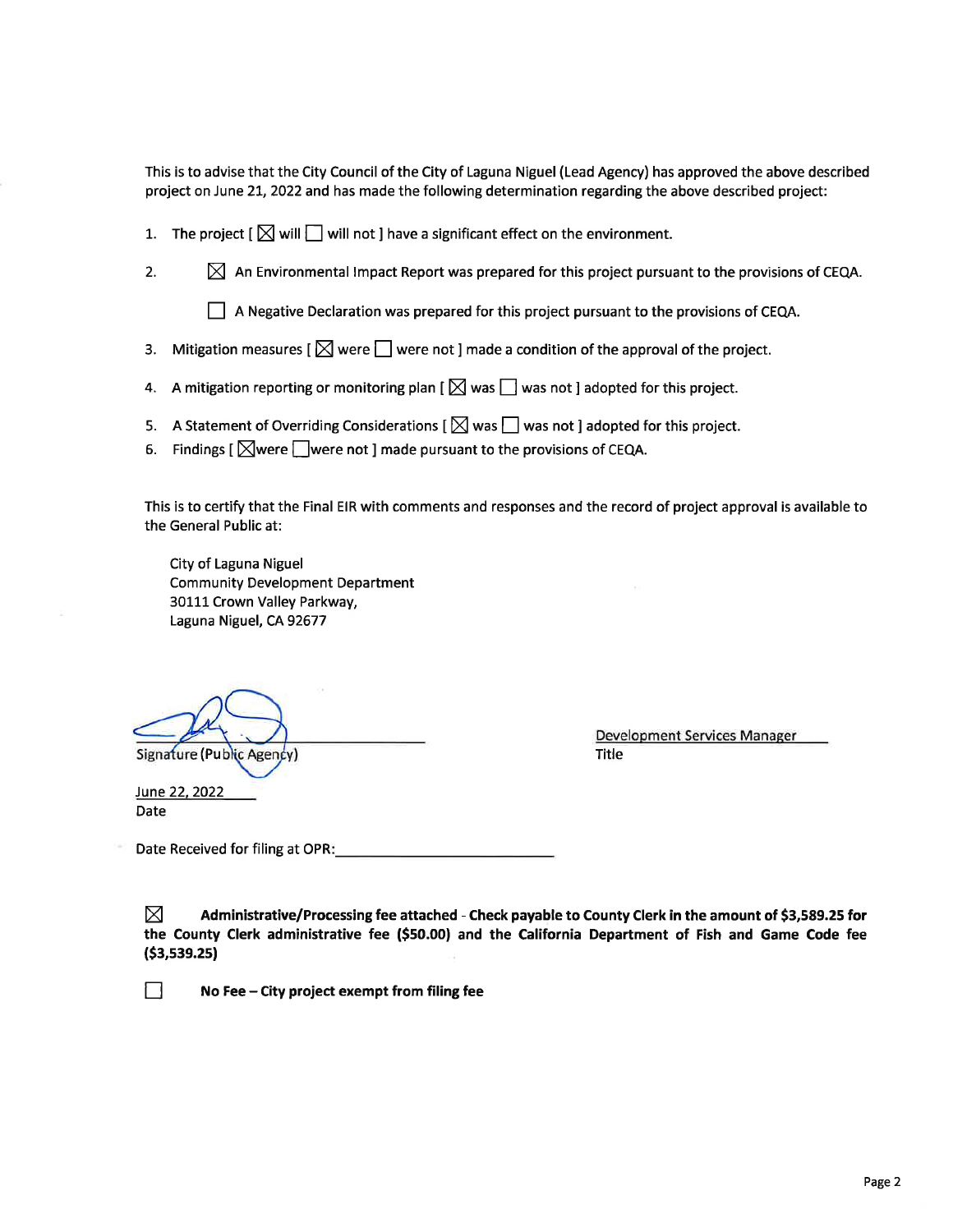This is to advise that the City Council of the City of Laguna Niguel (Lead Agency) has approved the above described project on June 21, 2022 and has made the following determination regarding the above described project:

1. The project [ ☒ will ☐ will not ] have a significant effect on the environment.
2. ☒ An Environmental Impact Report was prepared for this project pursuant to the provisions of CEQA.

   ☐ A Negative Declaration was prepared for this project pursuant to the provisions of CEQA.
3. Mitigation measures [ ☒ were ☐ were not ] made a condition of the approval of the project.
4. A mitigation reporting or monitoring plan [ ☒ was ☐ was not ] adopted for this project.
5. A Statement of Overriding Considerations [ ☒ was ☐ was not ] adopted for this project.
6. Findings [ ☒were ☐were not ] made pursuant to the provisions of CEQA.

This is to certify that the Final EIR with comments and responses and the record of project approval is available to the General Public at:

City of Laguna Niguel
Community Development Department
30111 Crown Valley Parkway,
Laguna Niguel, CA 92677

Signature (Public Agency)

Development Services Manager
Title

June 22, 2022
Date

Date Received for filing at OPR:\_\_\_\_\_\_\_\_\_\_\_\_\_\_\_\_\_\_\_\_\_\_\_\_

☒ **Administrative/Processing fee attached - Check payable to County Clerk in the amount of $3,589.25 for the County Clerk administrative fee ($50.00) and the California Department of Fish and Game Code fee ($3,539.25)**

☐ **No Fee – City project exempt from filing fee**